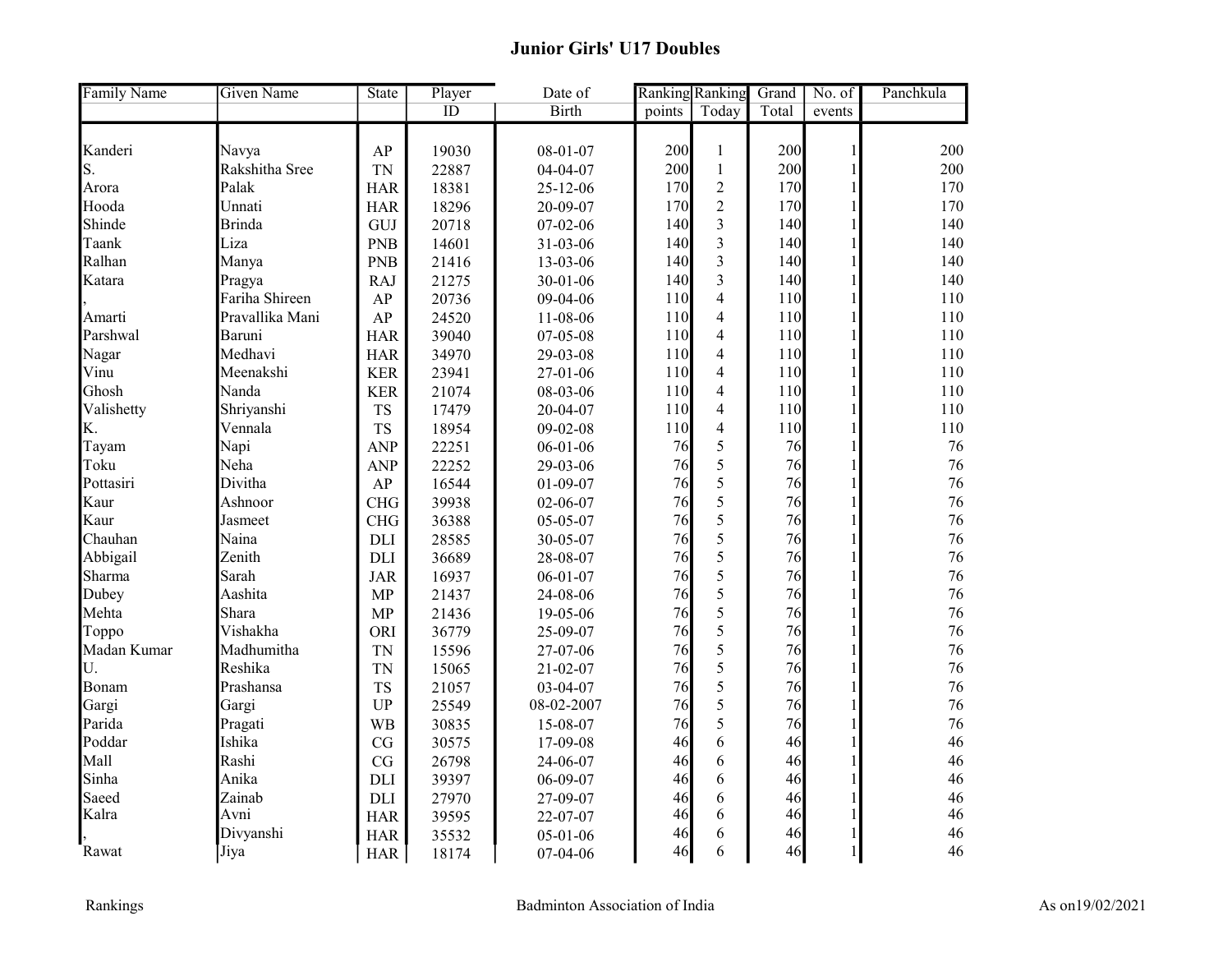# Junior Girls' U17 Doubles

| Family Name | Given Name | State | Player ID | Date of Birth | Ranking points | Ranking Today | Grand Total | No. of events | Panchkula |
|---|---|---|---|---|---|---|---|---|---|
| Kanderi | Navya | AP | 19030 | 08-01-07 | 200 | 1 | 200 | 1 | 200 |
| S. | Rakshitha Sree | TN | 22887 | 04-04-07 | 200 | 1 | 200 | 1 | 200 |
| Arora | Palak | HAR | 18381 | 25-12-06 | 170 | 2 | 170 | 1 | 170 |
| Hooda | Unnati | HAR | 18296 | 20-09-07 | 170 | 2 | 170 | 1 | 170 |
| Shinde | Brinda | GUJ | 20718 | 07-02-06 | 140 | 3 | 140 | 1 | 140 |
| Taank | Liza | PNB | 14601 | 31-03-06 | 140 | 3 | 140 | 1 | 140 |
| Ralhan | Manya | PNB | 21416 | 13-03-06 | 140 | 3 | 140 | 1 | 140 |
| Katara | Pragya | RAJ | 21275 | 30-01-06 | 140 | 3 | 140 | 1 | 140 |
| , | Fariha Shireen | AP | 20736 | 09-04-06 | 110 | 4 | 110 | 1 | 110 |
| Amarti | Pravallika Mani | AP | 24520 | 11-08-06 | 110 | 4 | 110 | 1 | 110 |
| Parshwal | Baruni | HAR | 39040 | 07-05-08 | 110 | 4 | 110 | 1 | 110 |
| Nagar | Medhavi | HAR | 34970 | 29-03-08 | 110 | 4 | 110 | 1 | 110 |
| Vinu | Meenakshi | KER | 23941 | 27-01-06 | 110 | 4 | 110 | 1 | 110 |
| Ghosh | Nanda | KER | 21074 | 08-03-06 | 110 | 4 | 110 | 1 | 110 |
| Valishetty | Shriyanshi | TS | 17479 | 20-04-07 | 110 | 4 | 110 | 1 | 110 |
| K. | Vennala | TS | 18954 | 09-02-08 | 110 | 4 | 110 | 1 | 110 |
| Tayam | Napi | ANP | 22251 | 06-01-06 | 76 | 5 | 76 | 1 | 76 |
| Toku | Neha | ANP | 22252 | 29-03-06 | 76 | 5 | 76 | 1 | 76 |
| Pottasiri | Divitha | AP | 16544 | 01-09-07 | 76 | 5 | 76 | 1 | 76 |
| Kaur | Ashnoor | CHG | 39938 | 02-06-07 | 76 | 5 | 76 | 1 | 76 |
| Kaur | Jasmeet | CHG | 36388 | 05-05-07 | 76 | 5 | 76 | 1 | 76 |
| Chauhan | Naina | DLI | 28585 | 30-05-07 | 76 | 5 | 76 | 1 | 76 |
| Abbigail | Zenith | DLI | 36689 | 28-08-07 | 76 | 5 | 76 | 1 | 76 |
| Sharma | Sarah | JAR | 16937 | 06-01-07 | 76 | 5 | 76 | 1 | 76 |
| Dubey | Aashita | MP | 21437 | 24-08-06 | 76 | 5 | 76 | 1 | 76 |
| Mehta | Shara | MP | 21436 | 19-05-06 | 76 | 5 | 76 | 1 | 76 |
| Toppo | Vishakha | ORI | 36779 | 25-09-07 | 76 | 5 | 76 | 1 | 76 |
| Madan Kumar | Madhumitha | TN | 15596 | 27-07-06 | 76 | 5 | 76 | 1 | 76 |
| U. | Reshika | TN | 15065 | 21-02-07 | 76 | 5 | 76 | 1 | 76 |
| Bonam | Prashansa | TS | 21057 | 03-04-07 | 76 | 5 | 76 | 1 | 76 |
| Gargi | Gargi | UP | 25549 | 08-02-2007 | 76 | 5 | 76 | 1 | 76 |
| Parida | Pragati | WB | 30835 | 15-08-07 | 76 | 5 | 76 | 1 | 76 |
| Poddar | Ishika | CG | 30575 | 17-09-08 | 46 | 6 | 46 | 1 | 46 |
| Mall | Rashi | CG | 26798 | 24-06-07 | 46 | 6 | 46 | 1 | 46 |
| Sinha | Anika | DLI | 39397 | 06-09-07 | 46 | 6 | 46 | 1 | 46 |
| Saeed | Zainab | DLI | 27970 | 27-09-07 | 46 | 6 | 46 | 1 | 46 |
| Kalra | Avni | HAR | 39595 | 22-07-07 | 46 | 6 | 46 | 1 | 46 |
| , | Divyanshi | HAR | 35532 | 05-01-06 | 46 | 6 | 46 | 1 | 46 |
| Rawat | Jiya | HAR | 18174 | 07-04-06 | 46 | 6 | 46 | 1 | 46 |

Rankings — Badminton Association of India — As on19/02/2021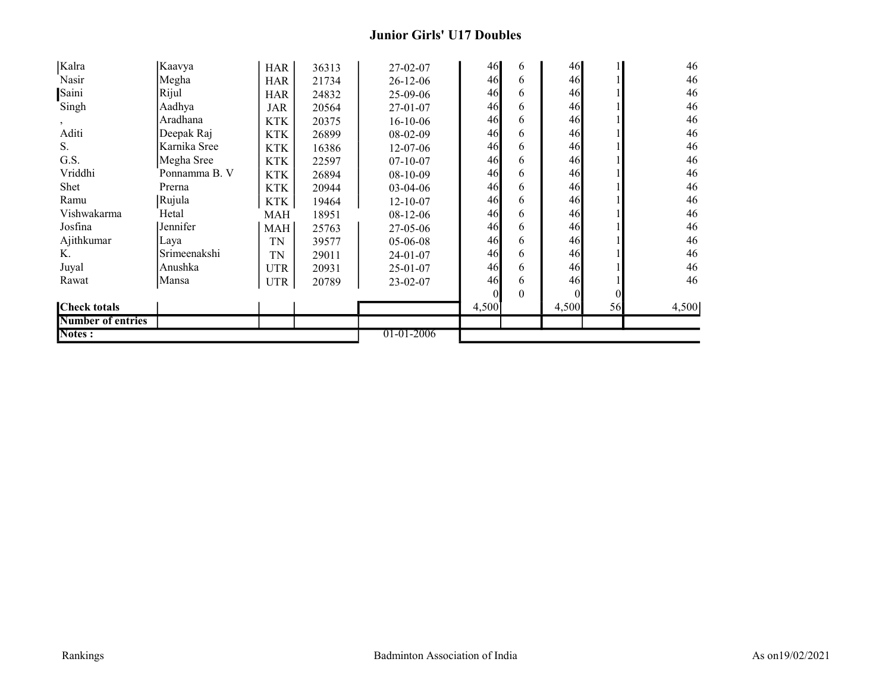## Junior Girls' U17 Doubles

| | | | | | | | | | |
|---|---|---|---|---|---|---|---|---|---|
| Kalra | Kaavya | HAR | 36313 | 27-02-07 | 46 | 6 | 46 | 1 | 46 |
| Nasir | Megha | HAR | 21734 | 26-12-06 | 46 | 6 | 46 | 1 | 46 |
| Saini | Rijul | HAR | 24832 | 25-09-06 | 46 | 6 | 46 | 1 | 46 |
| Singh | Aadhya | JAR | 20564 | 27-01-07 | 46 | 6 | 46 | 1 | 46 |
| , | Aradhana | KTK | 20375 | 16-10-06 | 46 | 6 | 46 | 1 | 46 |
| Aditi | Deepak Raj | KTK | 26899 | 08-02-09 | 46 | 6 | 46 | 1 | 46 |
| S. | Karnika Sree | KTK | 16386 | 12-07-06 | 46 | 6 | 46 | 1 | 46 |
| G.S. | Megha Sree | KTK | 22597 | 07-10-07 | 46 | 6 | 46 | 1 | 46 |
| Vriddhi | Ponnamma B. V | KTK | 26894 | 08-10-09 | 46 | 6 | 46 | 1 | 46 |
| Shet | Prerna | KTK | 20944 | 03-04-06 | 46 | 6 | 46 | 1 | 46 |
| Ramu | Rujula | KTK | 19464 | 12-10-07 | 46 | 6 | 46 | 1 | 46 |
| Vishwakarma | Hetal | MAH | 18951 | 08-12-06 | 46 | 6 | 46 | 1 | 46 |
| Josfina | Jennifer | MAH | 25763 | 27-05-06 | 46 | 6 | 46 | 1 | 46 |
| Ajithkumar | Laya | TN | 39577 | 05-06-08 | 46 | 6 | 46 | 1 | 46 |
| K. | Srimeenakshi | TN | 29011 | 24-01-07 | 46 | 6 | 46 | 1 | 46 |
| Juyal | Anushka | UTR | 20931 | 25-01-07 | 46 | 6 | 46 | 1 | 46 |
| Rawat | Mansa | UTR | 20789 | 23-02-07 | 46 | 6 | 46 | 1 | 46 |
| | | | | | 0 | 0 | 0 | 0 | |
| **Check totals** | | | | | 4,500 | | 4,500 | 56 | 4,500 |
| **Number of entries** | | | | | | | | | |
| **Notes :** | | | | 01-01-2006 | | | | | |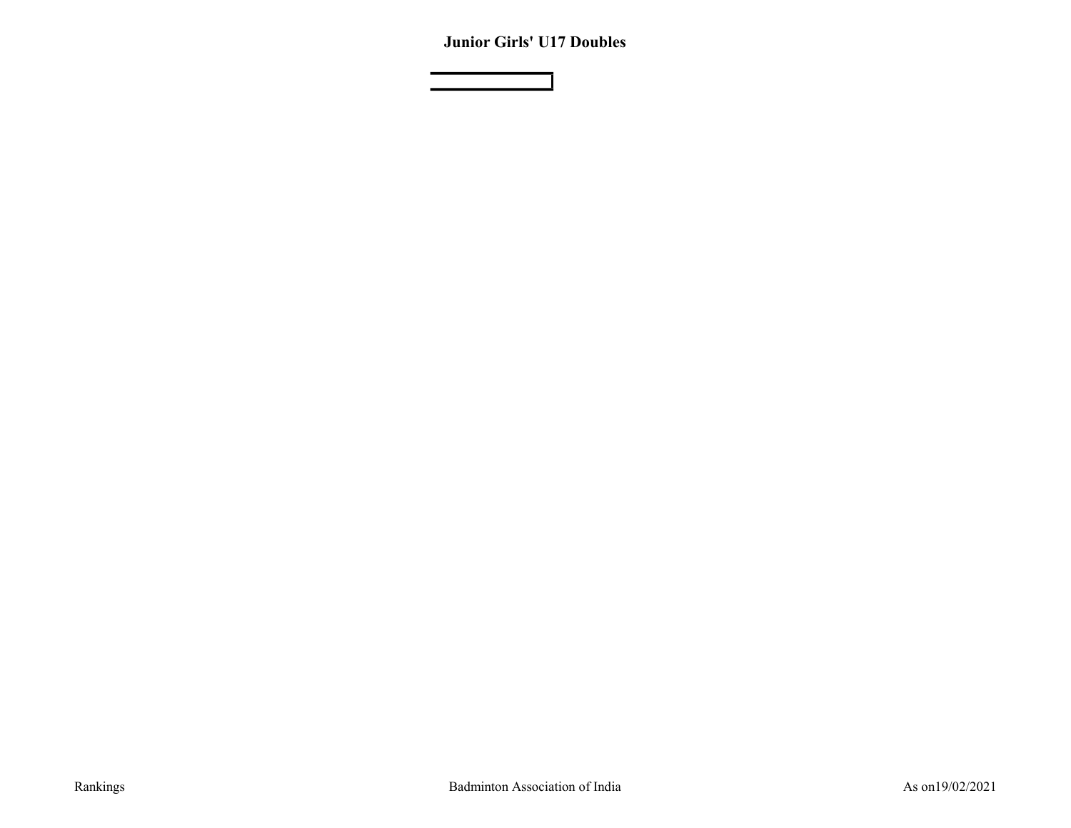**Junior Girls' U17 Doubles**